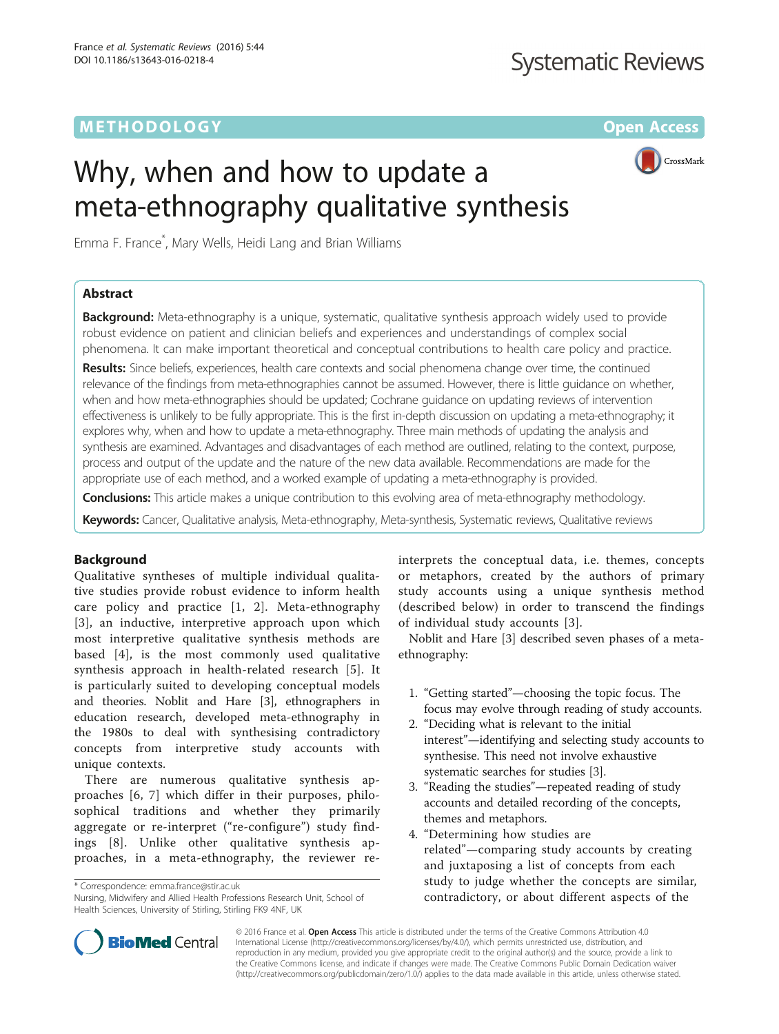**METHODOLOGY** **Open Access**

# Why, when and how to update a meta-ethnography qualitative synthesis

Emma F. France*, Mary Wells, Heidi Lang and Brian Williams

## Abstract

**Background:** Meta-ethnography is a unique, systematic, qualitative synthesis approach widely used to provide robust evidence on patient and clinician beliefs and experiences and understandings of complex social phenomena. It can make important theoretical and conceptual contributions to health care policy and practice.

**Results:** Since beliefs, experiences, health care contexts and social phenomena change over time, the continued relevance of the findings from meta-ethnographies cannot be assumed. However, there is little guidance on whether, when and how meta-ethnographies should be updated; Cochrane guidance on updating reviews of intervention effectiveness is unlikely to be fully appropriate. This is the first in-depth discussion on updating a meta-ethnography; it explores why, when and how to update a meta-ethnography. Three main methods of updating the analysis and synthesis are examined. Advantages and disadvantages of each method are outlined, relating to the context, purpose, process and output of the update and the nature of the new data available. Recommendations are made for the appropriate use of each method, and a worked example of updating a meta-ethnography is provided.

**Conclusions:** This article makes a unique contribution to this evolving area of meta-ethnography methodology.

**Keywords:** Cancer, Qualitative analysis, Meta-ethnography, Meta-synthesis, Systematic reviews, Qualitative reviews

## Background

Qualitative syntheses of multiple individual qualitative studies provide robust evidence to inform health care policy and practice [1, 2]. Meta-ethnography [3], an inductive, interpretive approach upon which most interpretive qualitative synthesis methods are based [4], is the most commonly used qualitative synthesis approach in health-related research [5]. It is particularly suited to developing conceptual models and theories. Noblit and Hare [3], ethnographers in education research, developed meta-ethnography in the 1980s to deal with synthesising contradictory concepts from interpretive study accounts with unique contexts.

There are numerous qualitative synthesis approaches [6, 7] which differ in their purposes, philosophical traditions and whether they primarily aggregate or re-interpret ("re-configure") study findings [8]. Unlike other qualitative synthesis approaches, in a meta-ethnography, the reviewer re-interprets the conceptual data, i.e. themes, concepts or metaphors, created by the authors of primary study accounts using a unique synthesis method (described below) in order to transcend the findings of individual study accounts [3].

Noblit and Hare [3] described seven phases of a meta-ethnography:

1. "Getting started"—choosing the topic focus. The focus may evolve through reading of study accounts.
2. "Deciding what is relevant to the initial interest"—identifying and selecting study accounts to synthesise. This need not involve exhaustive systematic searches for studies [3].
3. "Reading the studies"—repeated reading of study accounts and detailed recording of the concepts, themes and metaphors.
4. "Determining how studies are related"—comparing study accounts by creating and juxtaposing a list of concepts from each study to judge whether the concepts are similar, contradictory, or about different aspects of the

\* Correspondence: emma.france@stir.ac.uk
Nursing, Midwifery and Allied Health Professions Research Unit, School of Health Sciences, University of Stirling, Stirling FK9 4NF, UK

© 2016 France et al. **Open Access** This article is distributed under the terms of the Creative Commons Attribution 4.0 International License (http://creativecommons.org/licenses/by/4.0/), which permits unrestricted use, distribution, and reproduction in any medium, provided you give appropriate credit to the original author(s) and the source, provide a link to the Creative Commons license, and indicate if changes were made. The Creative Commons Public Domain Dedication waiver (http://creativecommons.org/publicdomain/zero/1.0/) applies to the data made available in this article, unless otherwise stated.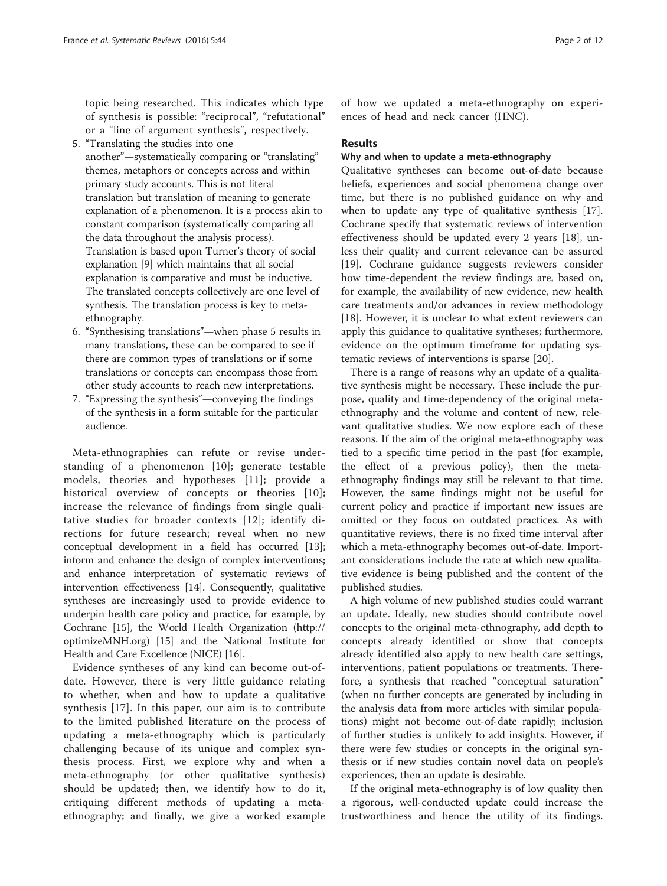topic being researched. This indicates which type of synthesis is possible: "reciprocal", "refutational" or a "line of argument synthesis", respectively.

5. "Translating the studies into one another"—systematically comparing or "translating" themes, metaphors or concepts across and within primary study accounts. This is not literal translation but translation of meaning to generate explanation of a phenomenon. It is a process akin to constant comparison (systematically comparing all the data throughout the analysis process). Translation is based upon Turner's theory of social explanation [9] which maintains that all social explanation is comparative and must be inductive. The translated concepts collectively are one level of synthesis. The translation process is key to meta-ethnography.
6. "Synthesising translations"—when phase 5 results in many translations, these can be compared to see if there are common types of translations or if some translations or concepts can encompass those from other study accounts to reach new interpretations.
7. "Expressing the synthesis"—conveying the findings of the synthesis in a form suitable for the particular audience.

Meta-ethnographies can refute or revise understanding of a phenomenon [10]; generate testable models, theories and hypotheses [11]; provide a historical overview of concepts or theories [10]; increase the relevance of findings from single qualitative studies for broader contexts [12]; identify directions for future research; reveal when no new conceptual development in a field has occurred [13]; inform and enhance the design of complex interventions; and enhance interpretation of systematic reviews of intervention effectiveness [14]. Consequently, qualitative syntheses are increasingly used to provide evidence to underpin health care policy and practice, for example, by Cochrane [15], the World Health Organization (http://optimizeMNH.org) [15] and the National Institute for Health and Care Excellence (NICE) [16].

Evidence syntheses of any kind can become out-of-date. However, there is very little guidance relating to whether, when and how to update a qualitative synthesis [17]. In this paper, our aim is to contribute to the limited published literature on the process of updating a meta-ethnography which is particularly challenging because of its unique and complex synthesis process. First, we explore why and when a meta-ethnography (or other qualitative synthesis) should be updated; then, we identify how to do it, critiquing different methods of updating a meta-ethnography; and finally, we give a worked example of how we updated a meta-ethnography on experiences of head and neck cancer (HNC).

## Results

### Why and when to update a meta-ethnography

Qualitative syntheses can become out-of-date because beliefs, experiences and social phenomena change over time, but there is no published guidance on why and when to update any type of qualitative synthesis [17]. Cochrane specify that systematic reviews of intervention effectiveness should be updated every 2 years [18], unless their quality and current relevance can be assured [19]. Cochrane guidance suggests reviewers consider how time-dependent the review findings are, based on, for example, the availability of new evidence, new health care treatments and/or advances in review methodology [18]. However, it is unclear to what extent reviewers can apply this guidance to qualitative syntheses; furthermore, evidence on the optimum timeframe for updating systematic reviews of interventions is sparse [20].

There is a range of reasons why an update of a qualitative synthesis might be necessary. These include the purpose, quality and time-dependency of the original meta-ethnography and the volume and content of new, relevant qualitative studies. We now explore each of these reasons. If the aim of the original meta-ethnography was tied to a specific time period in the past (for example, the effect of a previous policy), then the meta-ethnography findings may still be relevant to that time. However, the same findings might not be useful for current policy and practice if important new issues are omitted or they focus on outdated practices. As with quantitative reviews, there is no fixed time interval after which a meta-ethnography becomes out-of-date. Important considerations include the rate at which new qualitative evidence is being published and the content of the published studies.

A high volume of new published studies could warrant an update. Ideally, new studies should contribute novel concepts to the original meta-ethnography, add depth to concepts already identified or show that concepts already identified also apply to new health care settings, interventions, patient populations or treatments. Therefore, a synthesis that reached "conceptual saturation" (when no further concepts are generated by including in the analysis data from more articles with similar populations) might not become out-of-date rapidly; inclusion of further studies is unlikely to add insights. However, if there were few studies or concepts in the original synthesis or if new studies contain novel data on people's experiences, then an update is desirable.

If the original meta-ethnography is of low quality then a rigorous, well-conducted update could increase the trustworthiness and hence the utility of its findings.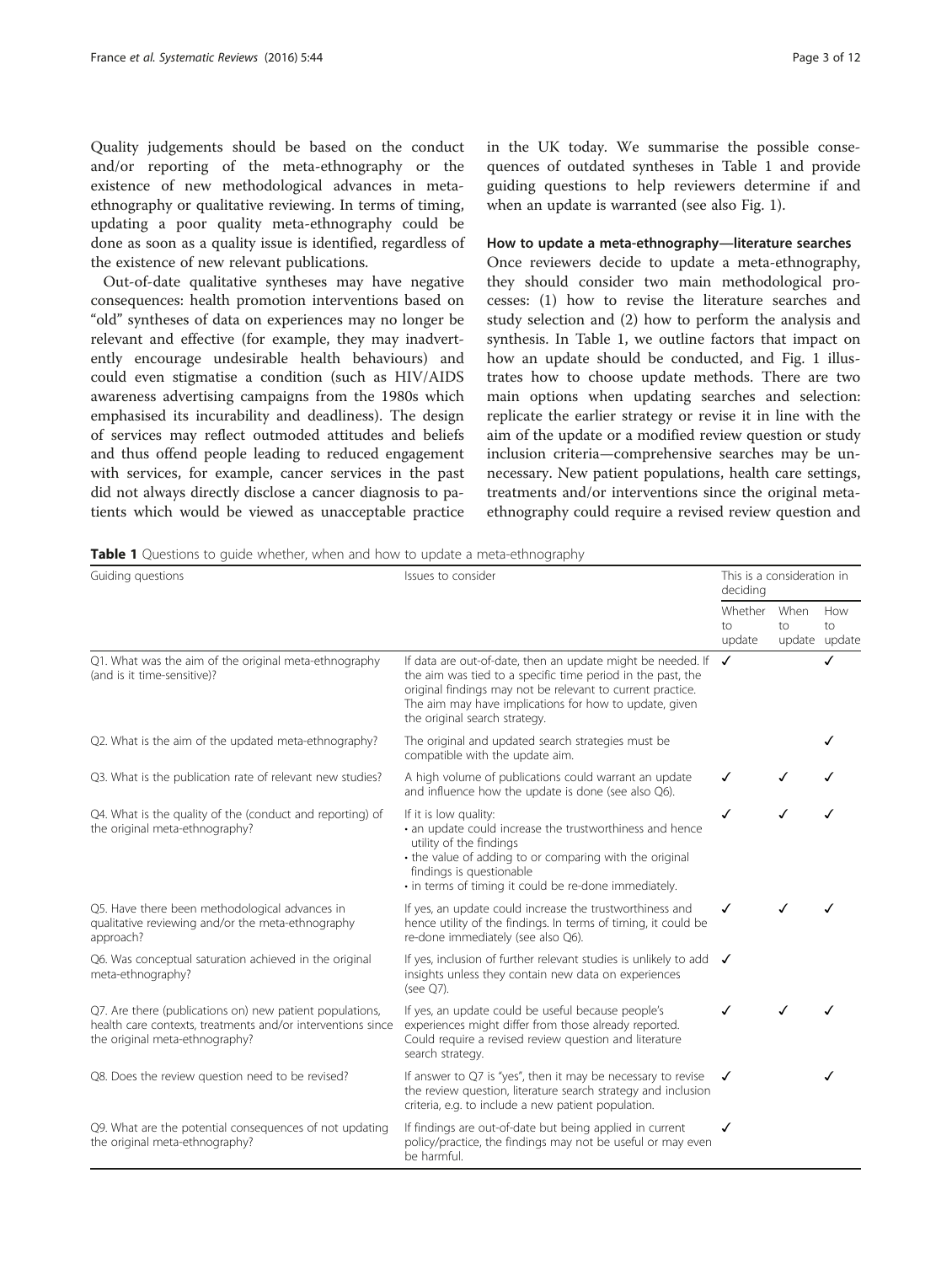Quality judgements should be based on the conduct and/or reporting of the meta-ethnography or the existence of new methodological advances in meta-ethnography or qualitative reviewing. In terms of timing, updating a poor quality meta-ethnography could be done as soon as a quality issue is identified, regardless of the existence of new relevant publications.

Out-of-date qualitative syntheses may have negative consequences: health promotion interventions based on "old" syntheses of data on experiences may no longer be relevant and effective (for example, they may inadvertently encourage undesirable health behaviours) and could even stigmatise a condition (such as HIV/AIDS awareness advertising campaigns from the 1980s which emphasised its incurability and deadliness). The design of services may reflect outmoded attitudes and beliefs and thus offend people leading to reduced engagement with services, for example, cancer services in the past did not always directly disclose a cancer diagnosis to patients which would be viewed as unacceptable practice in the UK today. We summarise the possible consequences of outdated syntheses in Table 1 and provide guiding questions to help reviewers determine if and when an update is warranted (see also Fig. 1).

### How to update a meta-ethnography—literature searches

Once reviewers decide to update a meta-ethnography, they should consider two main methodological processes: (1) how to revise the literature searches and study selection and (2) how to perform the analysis and synthesis. In Table 1, we outline factors that impact on how an update should be conducted, and Fig. 1 illustrates how to choose update methods. There are two main options when updating searches and selection: replicate the earlier strategy or revise it in line with the aim of the update or a modified review question or study inclusion criteria—comprehensive searches may be unnecessary. New patient populations, health care settings, treatments and/or interventions since the original meta-ethnography could require a revised review question and

**Table 1** Questions to guide whether, when and how to update a meta-ethnography

| Guiding questions | Issues to consider | This is a consideration in deciding | | |
|---|---|---|---|---|
| | | Whether to update | When to update | How to update |
| Q1. What was the aim of the original meta-ethnography (and is it time-sensitive)? | If data are out-of-date, then an update might be needed. If the aim was tied to a specific time period in the past, the original findings may not be relevant to current practice. The aim may have implications for how to update, given the original search strategy. | ✓ | | ✓ |
| Q2. What is the aim of the updated meta-ethnography? | The original and updated search strategies must be compatible with the update aim. | | | ✓ |
| Q3. What is the publication rate of relevant new studies? | A high volume of publications could warrant an update and influence how the update is done (see also Q6). | ✓ | ✓ | ✓ |
| Q4. What is the quality of the (conduct and reporting) of the original meta-ethnography? | If it is low quality: • an update could increase the trustworthiness and hence utility of the findings • the value of adding to or comparing with the original findings is questionable • in terms of timing it could be re-done immediately. | ✓ | ✓ | ✓ |
| Q5. Have there been methodological advances in qualitative reviewing and/or the meta-ethnography approach? | If yes, an update could increase the trustworthiness and hence utility of the findings. In terms of timing, it could be re-done immediately (see also Q6). | ✓ | ✓ | ✓ |
| Q6. Was conceptual saturation achieved in the original meta-ethnography? | If yes, inclusion of further relevant studies is unlikely to add insights unless they contain new data on experiences (see Q7). | ✓ | | |
| Q7. Are there (publications on) new patient populations, health care contexts, treatments and/or interventions since the original meta-ethnography? | If yes, an update could be useful because people's experiences might differ from those already reported. Could require a revised review question and literature search strategy. | ✓ | ✓ | ✓ |
| Q8. Does the review question need to be revised? | If answer to Q7 is "yes", then it may be necessary to revise the review question, literature search strategy and inclusion criteria, e.g. to include a new patient population. | ✓ | | ✓ |
| Q9. What are the potential consequences of not updating the original meta-ethnography? | If findings are out-of-date but being applied in current policy/practice, the findings may not be useful or may even be harmful. | ✓ | | |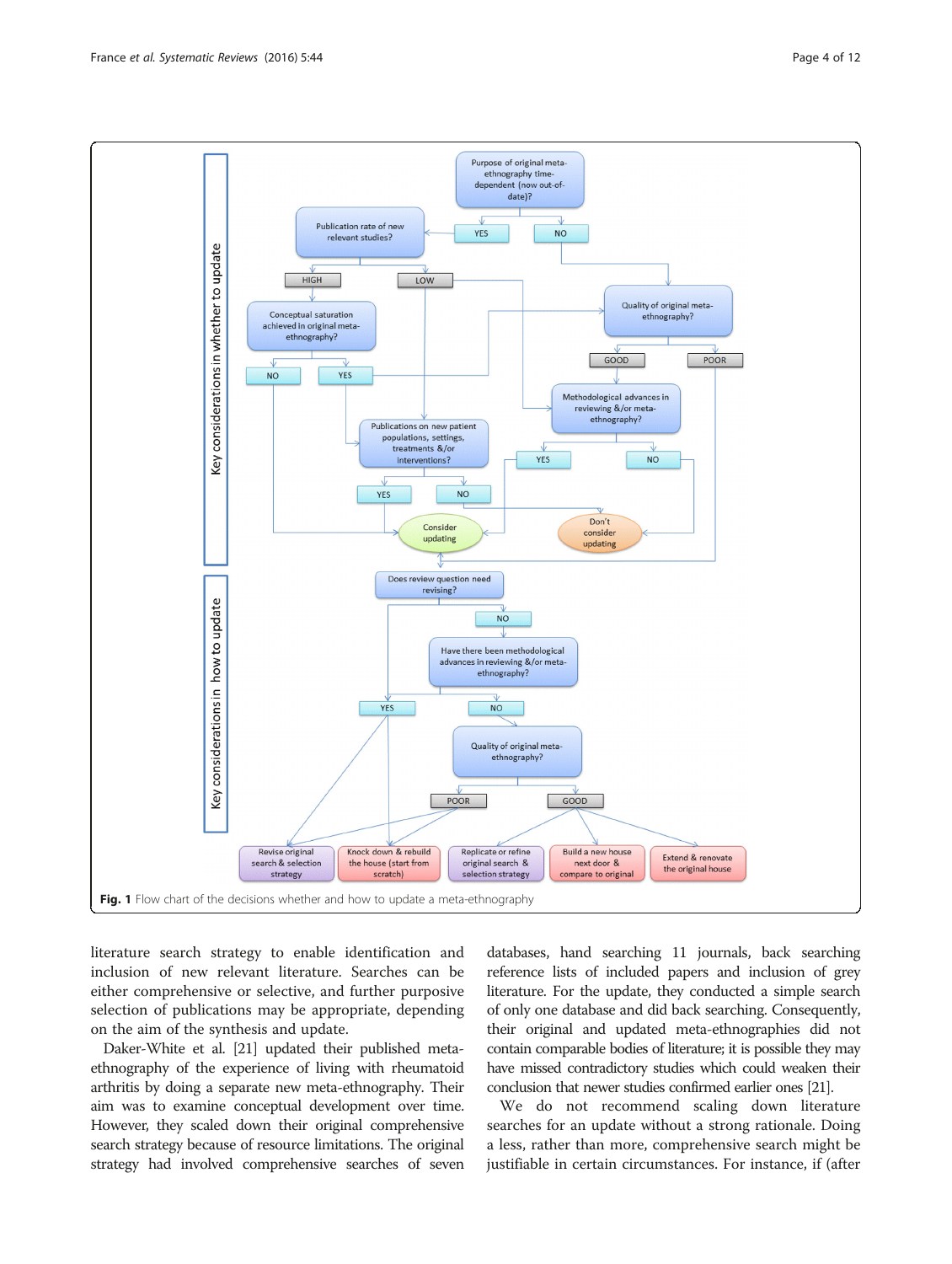Key considerations in whether to update

Purpose of original meta-ethnography time-dependent (now out-of-date)?

YES

NO

Publication rate of new relevant studies?

HIGH

LOW

Conceptual saturation achieved in original meta-ethnography?

NO

YES

Quality of original meta-ethnography?

GOOD

POOR

Methodological advances in reviewing &/or meta-ethnography?

YES

NO

Publications on new patient populations, settings, treatments &/or interventions?

YES

NO

Consider updating

Don't consider updating

Key considerations in how to update

Does review question need revising?

NO

Have there been methodological advances in reviewing &/or meta-ethnography?

YES

NO

Quality of original meta-ethnography?

POOR

GOOD

Revise original search & selection strategy

Knock down & rebuild the house (start from scratch)

Replicate or refine original search & selection strategy

Build a new house next door & compare to original

Extend & renovate the original house

**Fig. 1** Flow chart of the decisions whether and how to update a meta-ethnography

literature search strategy to enable identification and inclusion of new relevant literature. Searches can be either comprehensive or selective, and further purposive selection of publications may be appropriate, depending on the aim of the synthesis and update.

Daker-White et al. [21] updated their published meta-ethnography of the experience of living with rheumatoid arthritis by doing a separate new meta-ethnography. Their aim was to examine conceptual development over time. However, they scaled down their original comprehensive search strategy because of resource limitations. The original strategy had involved comprehensive searches of seven databases, hand searching 11 journals, back searching reference lists of included papers and inclusion of grey literature. For the update, they conducted a simple search of only one database and did back searching. Consequently, their original and updated meta-ethnographies did not contain comparable bodies of literature; it is possible they may have missed contradictory studies which could weaken their conclusion that newer studies confirmed earlier ones [21].

We do not recommend scaling down literature searches for an update without a strong rationale. Doing a less, rather than more, comprehensive search might be justifiable in certain circumstances. For instance, if (after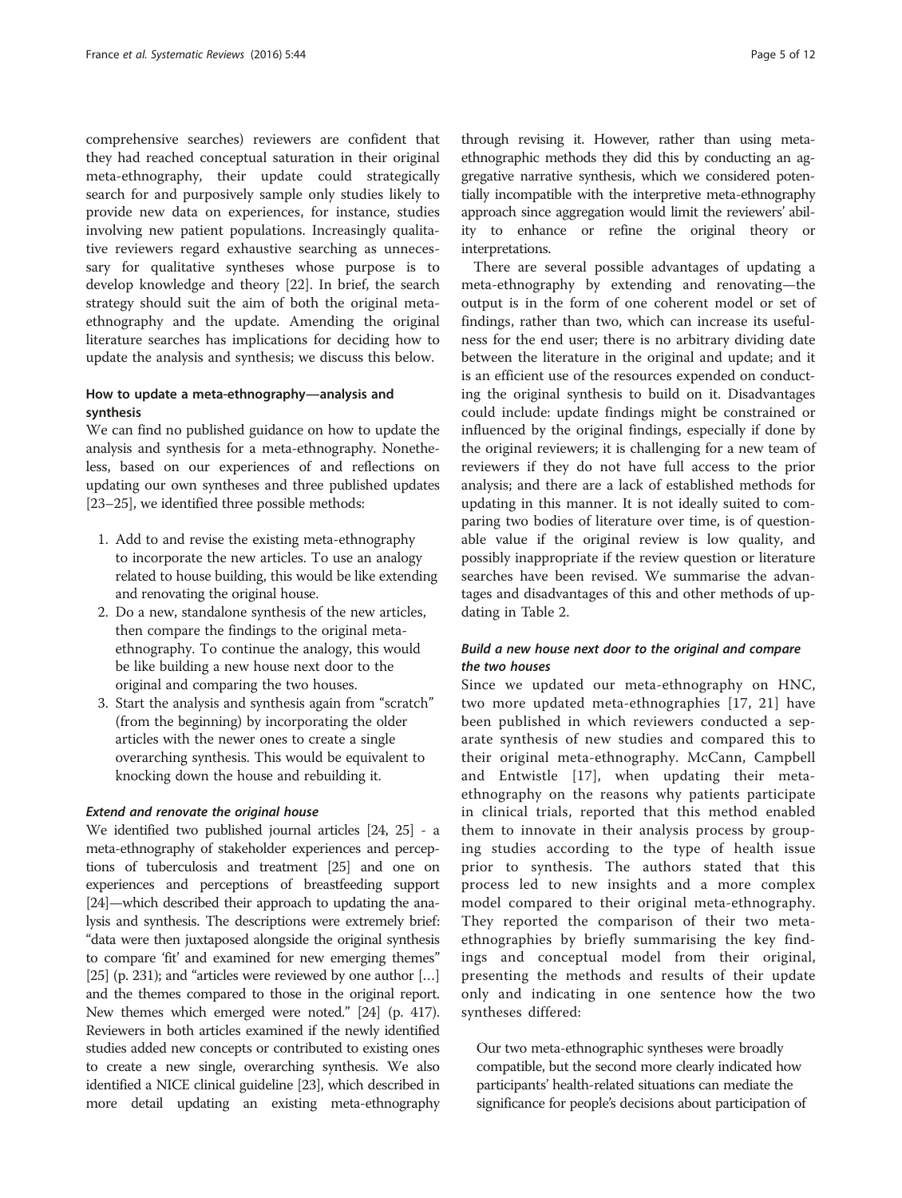comprehensive searches) reviewers are confident that they had reached conceptual saturation in their original meta-ethnography, their update could strategically search for and purposively sample only studies likely to provide new data on experiences, for instance, studies involving new patient populations. Increasingly qualitative reviewers regard exhaustive searching as unnecessary for qualitative syntheses whose purpose is to develop knowledge and theory [22]. In brief, the search strategy should suit the aim of both the original meta-ethnography and the update. Amending the original literature searches has implications for deciding how to update the analysis and synthesis; we discuss this below.

## How to update a meta-ethnography—analysis and synthesis

We can find no published guidance on how to update the analysis and synthesis for a meta-ethnography. Nonetheless, based on our experiences of and reflections on updating our own syntheses and three published updates [23–25], we identified three possible methods:

1. Add to and revise the existing meta-ethnography to incorporate the new articles. To use an analogy related to house building, this would be like extending and renovating the original house.
2. Do a new, standalone synthesis of the new articles, then compare the findings to the original meta-ethnography. To continue the analogy, this would be like building a new house next door to the original and comparing the two houses.
3. Start the analysis and synthesis again from "scratch" (from the beginning) by incorporating the older articles with the newer ones to create a single overarching synthesis. This would be equivalent to knocking down the house and rebuilding it.

### *Extend and renovate the original house*

We identified two published journal articles [24, 25] - a meta-ethnography of stakeholder experiences and perceptions of tuberculosis and treatment [25] and one on experiences and perceptions of breastfeeding support [24]—which described their approach to updating the analysis and synthesis. The descriptions were extremely brief: "data were then juxtaposed alongside the original synthesis to compare 'fit' and examined for new emerging themes" [25] (p. 231); and "articles were reviewed by one author […] and the themes compared to those in the original report. New themes which emerged were noted." [24] (p. 417). Reviewers in both articles examined if the newly identified studies added new concepts or contributed to existing ones to create a new single, overarching synthesis. We also identified a NICE clinical guideline [23], which described in more detail updating an existing meta-ethnography through revising it. However, rather than using meta-ethnographic methods they did this by conducting an aggregative narrative synthesis, which we considered potentially incompatible with the interpretive meta-ethnography approach since aggregation would limit the reviewers' ability to enhance or refine the original theory or interpretations.

There are several possible advantages of updating a meta-ethnography by extending and renovating—the output is in the form of one coherent model or set of findings, rather than two, which can increase its usefulness for the end user; there is no arbitrary dividing date between the literature in the original and update; and it is an efficient use of the resources expended on conducting the original synthesis to build on it. Disadvantages could include: update findings might be constrained or influenced by the original findings, especially if done by the original reviewers; it is challenging for a new team of reviewers if they do not have full access to the prior analysis; and there are a lack of established methods for updating in this manner. It is not ideally suited to comparing two bodies of literature over time, is of questionable value if the original review is low quality, and possibly inappropriate if the review question or literature searches have been revised. We summarise the advantages and disadvantages of this and other methods of updating in Table 2.

### *Build a new house next door to the original and compare the two houses*

Since we updated our meta-ethnography on HNC, two more updated meta-ethnographies [17, 21] have been published in which reviewers conducted a separate synthesis of new studies and compared this to their original meta-ethnography. McCann, Campbell and Entwistle [17], when updating their meta-ethnography on the reasons why patients participate in clinical trials, reported that this method enabled them to innovate in their analysis process by grouping studies according to the type of health issue prior to synthesis. The authors stated that this process led to new insights and a more complex model compared to their original meta-ethnography. They reported the comparison of their two meta-ethnographies by briefly summarising the key findings and conceptual model from their original, presenting the methods and results of their update only and indicating in one sentence how the two syntheses differed:

> Our two meta-ethnographic syntheses were broadly compatible, but the second more clearly indicated how participants' health-related situations can mediate the significance for people's decisions about participation of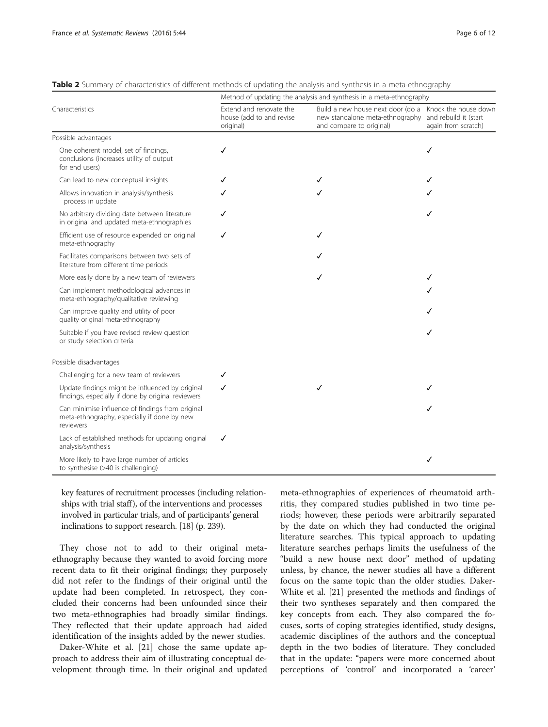**Table 2** Summary of characteristics of different methods of updating the analysis and synthesis in a meta-ethnography

| Characteristics | Method of updating the analysis and synthesis in a meta-ethnography | | |
|---|---|---|---|
| | Extend and renovate the house (add to and revise original) | Build a new house next door (do a new standalone meta-ethnography and compare to original) | Knock the house down and rebuild it (start again from scratch) |
| Possible advantages | | | |
| One coherent model, set of findings, conclusions (increases utility of output for end users) | ✓ | | ✓ |
| Can lead to new conceptual insights | ✓ | ✓ | ✓ |
| Allows innovation in analysis/synthesis process in update | ✓ | ✓ | ✓ |
| No arbitrary dividing date between literature in original and updated meta-ethnographies | ✓ | | ✓ |
| Efficient use of resource expended on original meta-ethnography | ✓ | ✓ | |
| Facilitates comparisons between two sets of literature from different time periods | | ✓ | |
| More easily done by a new team of reviewers | | ✓ | ✓ |
| Can implement methodological advances in meta-ethnography/qualitative reviewing | | | ✓ |
| Can improve quality and utility of poor quality original meta-ethnography | | | ✓ |
| Suitable if you have revised review question or study selection criteria | | | ✓ |
| Possible disadvantages | | | |
| Challenging for a new team of reviewers | ✓ | | |
| Update findings might be influenced by original findings, especially if done by original reviewers | ✓ | ✓ | ✓ |
| Can minimise influence of findings from original meta-ethnography, especially if done by new reviewers | | | ✓ |
| Lack of established methods for updating original analysis/synthesis | ✓ | | |
| More likely to have large number of articles to synthesise (>40 is challenging) | | | ✓ |

key features of recruitment processes (including relationships with trial staff), of the interventions and processes involved in particular trials, and of participants' general inclinations to support research. [18] (p. 239).

They chose not to add to their original meta-ethnography because they wanted to avoid forcing more recent data to fit their original findings; they purposely did not refer to the findings of their original until the update had been completed. In retrospect, they concluded their concerns had been unfounded since their two meta-ethnographies had broadly similar findings. They reflected that their update approach had aided identification of the insights added by the newer studies.

Daker-White et al. [21] chose the same update approach to address their aim of illustrating conceptual development through time. In their original and updated meta-ethnographies of experiences of rheumatoid arthritis, they compared studies published in two time periods; however, these periods were arbitrarily separated by the date on which they had conducted the original literature searches. This typical approach to updating literature searches perhaps limits the usefulness of the "build a new house next door" method of updating unless, by chance, the newer studies all have a different focus on the same topic than the older studies. Daker-White et al. [21] presented the methods and findings of their two syntheses separately and then compared the key concepts from each. They also compared the focuses, sorts of coping strategies identified, study designs, academic disciplines of the authors and the conceptual depth in the two bodies of literature. They concluded that in the update: "papers were more concerned about perceptions of 'control' and incorporated a 'career'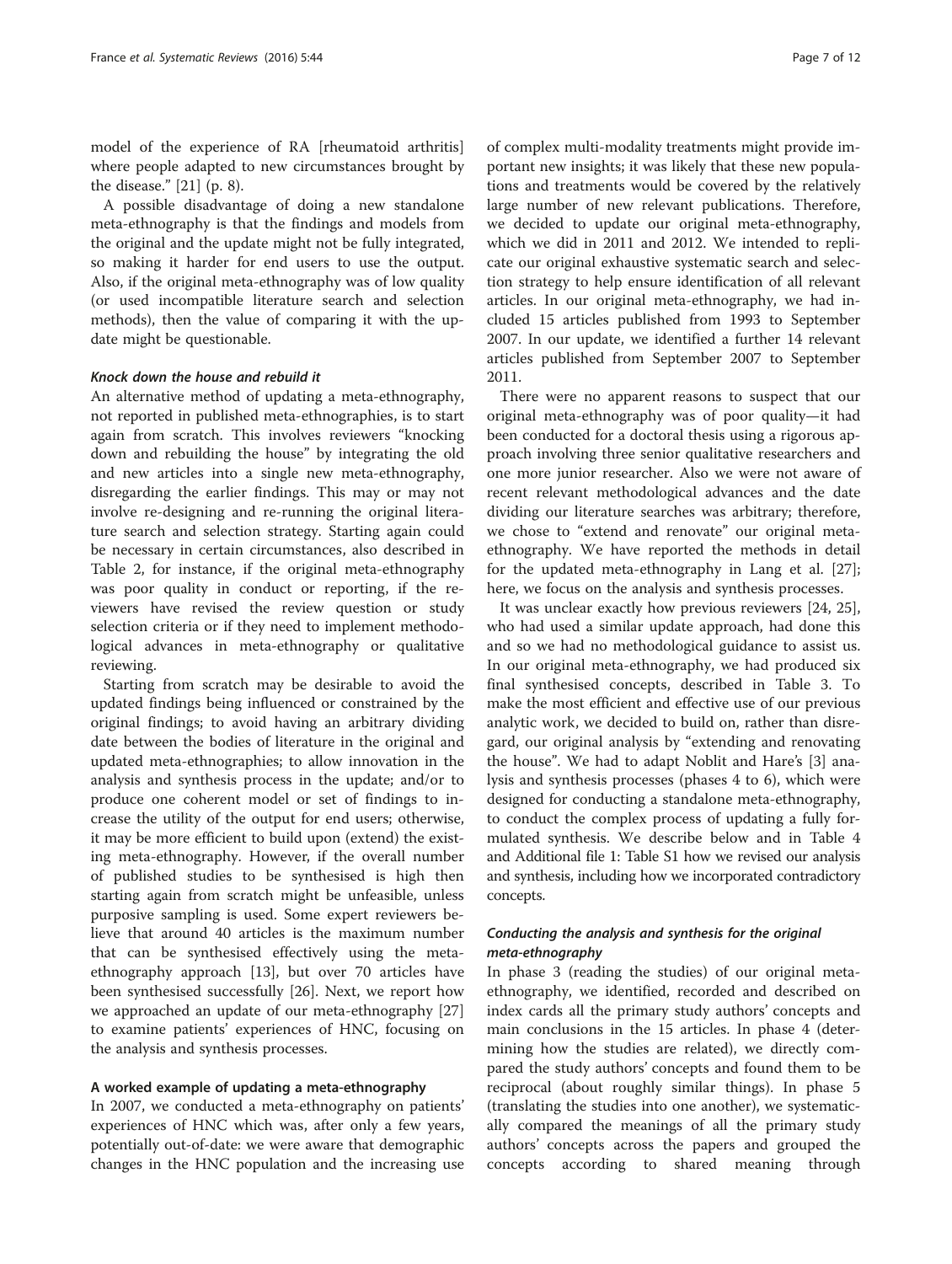model of the experience of RA [rheumatoid arthritis] where people adapted to new circumstances brought by the disease." [21] (p. 8).

A possible disadvantage of doing a new standalone meta-ethnography is that the findings and models from the original and the update might not be fully integrated, so making it harder for end users to use the output. Also, if the original meta-ethnography was of low quality (or used incompatible literature search and selection methods), then the value of comparing it with the update might be questionable.

#### *Knock down the house and rebuild it*

An alternative method of updating a meta-ethnography, not reported in published meta-ethnographies, is to start again from scratch. This involves reviewers "knocking down and rebuilding the house" by integrating the old and new articles into a single new meta-ethnography, disregarding the earlier findings. This may or may not involve re-designing and re-running the original literature search and selection strategy. Starting again could be necessary in certain circumstances, also described in Table 2, for instance, if the original meta-ethnography was poor quality in conduct or reporting, if the reviewers have revised the review question or study selection criteria or if they need to implement methodological advances in meta-ethnography or qualitative reviewing.

Starting from scratch may be desirable to avoid the updated findings being influenced or constrained by the original findings; to avoid having an arbitrary dividing date between the bodies of literature in the original and updated meta-ethnographies; to allow innovation in the analysis and synthesis process in the update; and/or to produce one coherent model or set of findings to increase the utility of the output for end users; otherwise, it may be more efficient to build upon (extend) the existing meta-ethnography. However, if the overall number of published studies to be synthesised is high then starting again from scratch might be unfeasible, unless purposive sampling is used. Some expert reviewers believe that around 40 articles is the maximum number that can be synthesised effectively using the meta-ethnography approach [13], but over 70 articles have been synthesised successfully [26]. Next, we report how we approached an update of our meta-ethnography [27] to examine patients' experiences of HNC, focusing on the analysis and synthesis processes.

### A worked example of updating a meta-ethnography

In 2007, we conducted a meta-ethnography on patients' experiences of HNC which was, after only a few years, potentially out-of-date: we were aware that demographic changes in the HNC population and the increasing use of complex multi-modality treatments might provide important new insights; it was likely that these new populations and treatments would be covered by the relatively large number of new relevant publications. Therefore, we decided to update our original meta-ethnography, which we did in 2011 and 2012. We intended to replicate our original exhaustive systematic search and selection strategy to help ensure identification of all relevant articles. In our original meta-ethnography, we had included 15 articles published from 1993 to September 2007. In our update, we identified a further 14 relevant articles published from September 2007 to September 2011.

There were no apparent reasons to suspect that our original meta-ethnography was of poor quality—it had been conducted for a doctoral thesis using a rigorous approach involving three senior qualitative researchers and one more junior researcher. Also we were not aware of recent relevant methodological advances and the date dividing our literature searches was arbitrary; therefore, we chose to "extend and renovate" our original meta-ethnography. We have reported the methods in detail for the updated meta-ethnography in Lang et al. [27]; here, we focus on the analysis and synthesis processes.

It was unclear exactly how previous reviewers [24, 25], who had used a similar update approach, had done this and so we had no methodological guidance to assist us. In our original meta-ethnography, we had produced six final synthesised concepts, described in Table 3. To make the most efficient and effective use of our previous analytic work, we decided to build on, rather than disregard, our original analysis by "extending and renovating the house". We had to adapt Noblit and Hare's [3] analysis and synthesis processes (phases 4 to 6), which were designed for conducting a standalone meta-ethnography, to conduct the complex process of updating a fully formulated synthesis. We describe below and in Table 4 and Additional file 1: Table S1 how we revised our analysis and synthesis, including how we incorporated contradictory concepts.

#### *Conducting the analysis and synthesis for the original meta-ethnography*

In phase 3 (reading the studies) of our original meta-ethnography, we identified, recorded and described on index cards all the primary study authors' concepts and main conclusions in the 15 articles. In phase 4 (determining how the studies are related), we directly compared the study authors' concepts and found them to be reciprocal (about roughly similar things). In phase 5 (translating the studies into one another), we systematically compared the meanings of all the primary study authors' concepts across the papers and grouped the concepts according to shared meaning through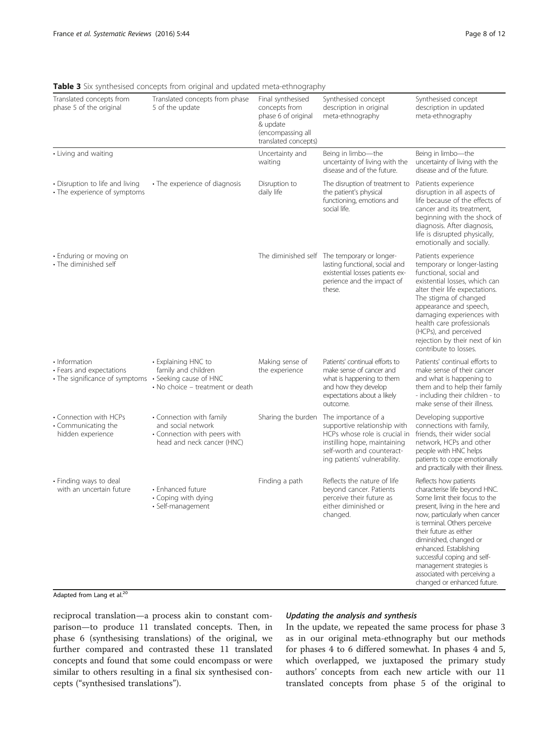**Table 3** Six synthesised concepts from original and updated meta-ethnography

| Translated concepts from phase 5 of the original | Translated concepts from phase 5 of the update | Final synthesised concepts from phase 6 of original & update (encompassing all translated concepts) | Synthesised concept description in original meta-ethnography | Synthesised concept description in updated meta-ethnography |
|---|---|---|---|---|
| • Living and waiting | | Uncertainty and waiting | Being in limbo—the uncertainty of living with the disease and of the future. | Being in limbo—the uncertainty of living with the disease and of the future. |
| • Disruption to life and living<br>• The experience of symptoms | • The experience of diagnosis | Disruption to daily life | The disruption of treatment to the patient's physical functioning, emotions and social life. | Patients experience disruption in all aspects of life because of the effects of cancer and its treatment, beginning with the shock of diagnosis. After diagnosis, life is disrupted physically, emotionally and socially. |
| • Enduring or moving on<br>• The diminished self | | The diminished self | The temporary or longer-lasting functional, social and existential losses patients experience and the impact of these. | Patients experience temporary or longer-lasting functional, social and existential losses, which can alter their life expectations. The stigma of changed appearance and speech, damaging experiences with health care professionals (HCPs), and perceived rejection by their next of kin contribute to losses. |
| • Information<br>• Fears and expectations<br>• The significance of symptoms | • Explaining HNC to family and children<br>• Seeking cause of HNC<br>• No choice – treatment or death | Making sense of the experience | Patients' continual efforts to make sense of cancer and what is happening to them and how they develop expectations about a likely outcome. | Patients' continual efforts to make sense of their cancer and what is happening to them and to help their family - including their children - to make sense of their illness. |
| • Connection with HCPs<br>• Communicating the hidden experience | • Connection with family and social network<br>• Connection with peers with head and neck cancer (HNC) | Sharing the burden | The importance of a supportive relationship with HCPs whose role is crucial in instilling hope, maintaining self-worth and counteracting patients' vulnerability. | Developing supportive connections with family, friends, their wider social network, HCPs and other people with HNC helps patients to cope emotionally and practically with their illness. |
| • Finding ways to deal with an uncertain future | • Enhanced future<br>• Coping with dying<br>• Self-management | Finding a path | Reflects the nature of life beyond cancer. Patients perceive their future as either diminished or changed. | Reflects how patients characterise life beyond HNC. Some limit their focus to the present, living in the here and now, particularly when cancer is terminal. Others perceive their future as either diminished, changed or enhanced. Establishing successful coping and self-management strategies is associated with perceiving a changed or enhanced future. |

Adapted from Lang et al.[20]

reciprocal translation—a process akin to constant comparison—to produce 11 translated concepts. Then, in phase 6 (synthesising translations) of the original, we further compared and contrasted these 11 translated concepts and found that some could encompass or were similar to others resulting in a final six synthesised concepts ("synthesised translations").

#### *Updating the analysis and synthesis*

In the update, we repeated the same process for phase 3 as in our original meta-ethnography but our methods for phases 4 to 6 differed somewhat. In phases 4 and 5, which overlapped, we juxtaposed the primary study authors' concepts from each new article with our 11 translated concepts from phase 5 of the original to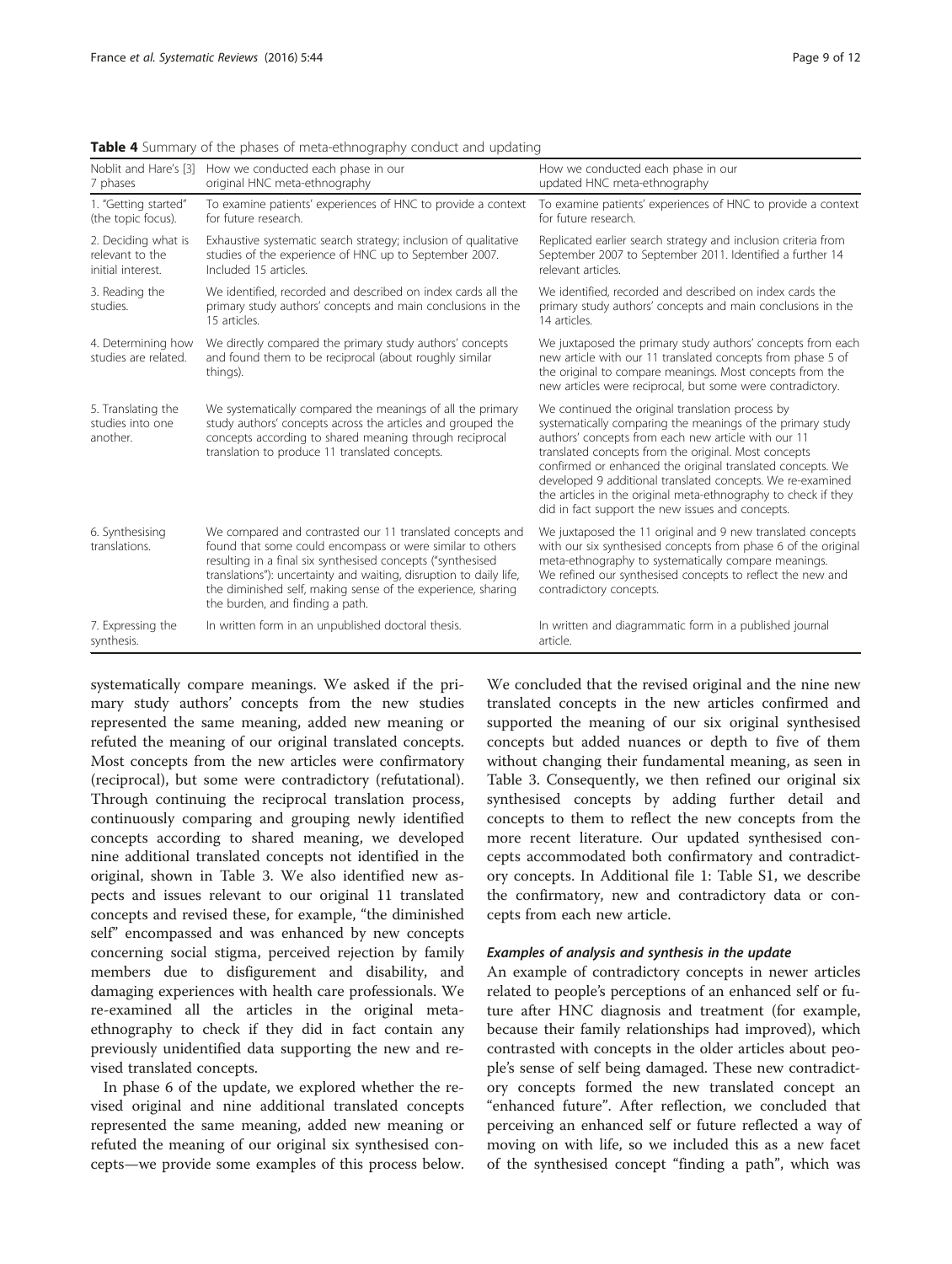**Table 4** Summary of the phases of meta-ethnography conduct and updating

| Noblit and Hare's [3] 7 phases | How we conducted each phase in our original HNC meta-ethnography | How we conducted each phase in our updated HNC meta-ethnography |
|---|---|---|
| 1. "Getting started" (the topic focus). | To examine patients' experiences of HNC to provide a context for future research. | To examine patients' experiences of HNC to provide a context for future research. |
| 2. Deciding what is relevant to the initial interest. | Exhaustive systematic search strategy; inclusion of qualitative studies of the experience of HNC up to September 2007. Included 15 articles. | Replicated earlier search strategy and inclusion criteria from September 2007 to September 2011. Identified a further 14 relevant articles. |
| 3. Reading the studies. | We identified, recorded and described on index cards all the primary study authors' concepts and main conclusions in the 15 articles. | We identified, recorded and described on index cards the primary study authors' concepts and main conclusions in the 14 articles. |
| 4. Determining how studies are related. | We directly compared the primary study authors' concepts and found them to be reciprocal (about roughly similar things). | We juxtaposed the primary study authors' concepts from each new article with our 11 translated concepts from phase 5 of the original to compare meanings. Most concepts from the new articles were reciprocal, but some were contradictory. |
| 5. Translating the studies into one another. | We systematically compared the meanings of all the primary study authors' concepts across the articles and grouped the concepts according to shared meaning through reciprocal translation to produce 11 translated concepts. | We continued the original translation process by systematically comparing the meanings of the primary study authors' concepts from each new article with our 11 translated concepts from the original. Most concepts confirmed or enhanced the original translated concepts. We developed 9 additional translated concepts. We re-examined the articles in the original meta-ethnography to check if they did in fact support the new issues and concepts. |
| 6. Synthesising translations. | We compared and contrasted our 11 translated concepts and found that some could encompass or were similar to others resulting in a final six synthesised concepts ("synthesised translations"): uncertainty and waiting, disruption to daily life, the diminished self, making sense of the experience, sharing the burden, and finding a path. | We juxtaposed the 11 original and 9 new translated concepts with our six synthesised concepts from phase 6 of the original meta-ethnography to systematically compare meanings. We refined our synthesised concepts to reflect the new and contradictory concepts. |
| 7. Expressing the synthesis. | In written form in an unpublished doctoral thesis. | In written and diagrammatic form in a published journal article. |

systematically compare meanings. We asked if the primary study authors' concepts from the new studies represented the same meaning, added new meaning or refuted the meaning of our original translated concepts. Most concepts from the new articles were confirmatory (reciprocal), but some were contradictory (refutational). Through continuing the reciprocal translation process, continuously comparing and grouping newly identified concepts according to shared meaning, we developed nine additional translated concepts not identified in the original, shown in Table 3. We also identified new aspects and issues relevant to our original 11 translated concepts and revised these, for example, "the diminished self" encompassed and was enhanced by new concepts concerning social stigma, perceived rejection by family members due to disfigurement and disability, and damaging experiences with health care professionals. We re-examined all the articles in the original meta-ethnography to check if they did in fact contain any previously unidentified data supporting the new and revised translated concepts.

In phase 6 of the update, we explored whether the revised original and nine additional translated concepts represented the same meaning, added new meaning or refuted the meaning of our original six synthesised concepts—we provide some examples of this process below. We concluded that the revised original and the nine new translated concepts in the new articles confirmed and supported the meaning of our six original synthesised concepts but added nuances or depth to five of them without changing their fundamental meaning, as seen in Table 3. Consequently, we then refined our original six synthesised concepts by adding further detail and concepts to them to reflect the new concepts from the more recent literature. Our updated synthesised concepts accommodated both confirmatory and contradictory concepts. In Additional file 1: Table S1, we describe the confirmatory, new and contradictory data or concepts from each new article.

#### *Examples of analysis and synthesis in the update*

An example of contradictory concepts in newer articles related to people's perceptions of an enhanced self or future after HNC diagnosis and treatment (for example, because their family relationships had improved), which contrasted with concepts in the older articles about people's sense of self being damaged. These new contradictory concepts formed the new translated concept an "enhanced future". After reflection, we concluded that perceiving an enhanced self or future reflected a way of moving on with life, so we included this as a new facet of the synthesised concept "finding a path", which was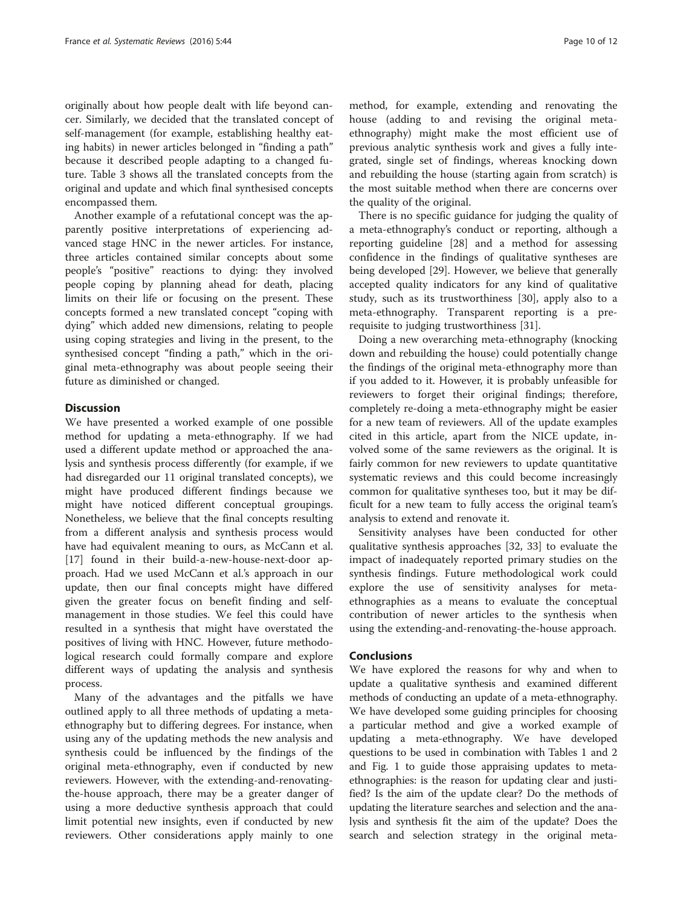originally about how people dealt with life beyond cancer. Similarly, we decided that the translated concept of self-management (for example, establishing healthy eating habits) in newer articles belonged in "finding a path" because it described people adapting to a changed future. Table 3 shows all the translated concepts from the original and update and which final synthesised concepts encompassed them.

Another example of a refutational concept was the apparently positive interpretations of experiencing advanced stage HNC in the newer articles. For instance, three articles contained similar concepts about some people's "positive" reactions to dying: they involved people coping by planning ahead for death, placing limits on their life or focusing on the present. These concepts formed a new translated concept "coping with dying" which added new dimensions, relating to people using coping strategies and living in the present, to the synthesised concept "finding a path," which in the original meta-ethnography was about people seeing their future as diminished or changed.

## Discussion

We have presented a worked example of one possible method for updating a meta-ethnography. If we had used a different update method or approached the analysis and synthesis process differently (for example, if we had disregarded our 11 original translated concepts), we might have produced different findings because we might have noticed different conceptual groupings. Nonetheless, we believe that the final concepts resulting from a different analysis and synthesis process would have had equivalent meaning to ours, as McCann et al. [17] found in their build-a-new-house-next-door approach. Had we used McCann et al.'s approach in our update, then our final concepts might have differed given the greater focus on benefit finding and self-management in those studies. We feel this could have resulted in a synthesis that might have overstated the positives of living with HNC. However, future methodological research could formally compare and explore different ways of updating the analysis and synthesis process.

Many of the advantages and the pitfalls we have outlined apply to all three methods of updating a meta-ethnography but to differing degrees. For instance, when using any of the updating methods the new analysis and synthesis could be influenced by the findings of the original meta-ethnography, even if conducted by new reviewers. However, with the extending-and-renovating-the-house approach, there may be a greater danger of using a more deductive synthesis approach that could limit potential new insights, even if conducted by new reviewers. Other considerations apply mainly to one method, for example, extending and renovating the house (adding to and revising the original meta-ethnography) might make the most efficient use of previous analytic synthesis work and gives a fully integrated, single set of findings, whereas knocking down and rebuilding the house (starting again from scratch) is the most suitable method when there are concerns over the quality of the original.

There is no specific guidance for judging the quality of a meta-ethnography's conduct or reporting, although a reporting guideline [28] and a method for assessing confidence in the findings of qualitative syntheses are being developed [29]. However, we believe that generally accepted quality indicators for any kind of qualitative study, such as its trustworthiness [30], apply also to a meta-ethnography. Transparent reporting is a prerequisite to judging trustworthiness [31].

Doing a new overarching meta-ethnography (knocking down and rebuilding the house) could potentially change the findings of the original meta-ethnography more than if you added to it. However, it is probably unfeasible for reviewers to forget their original findings; therefore, completely re-doing a meta-ethnography might be easier for a new team of reviewers. All of the update examples cited in this article, apart from the NICE update, involved some of the same reviewers as the original. It is fairly common for new reviewers to update quantitative systematic reviews and this could become increasingly common for qualitative syntheses too, but it may be difficult for a new team to fully access the original team's analysis to extend and renovate it.

Sensitivity analyses have been conducted for other qualitative synthesis approaches [32, 33] to evaluate the impact of inadequately reported primary studies on the synthesis findings. Future methodological work could explore the use of sensitivity analyses for meta-ethnographies as a means to evaluate the conceptual contribution of newer articles to the synthesis when using the extending-and-renovating-the-house approach.

## Conclusions

We have explored the reasons for why and when to update a qualitative synthesis and examined different methods of conducting an update of a meta-ethnography. We have developed some guiding principles for choosing a particular method and give a worked example of updating a meta-ethnography. We have developed questions to be used in combination with Tables 1 and 2 and Fig. 1 to guide those appraising updates to meta-ethnographies: is the reason for updating clear and justified? Is the aim of the update clear? Do the methods of updating the literature searches and selection and the analysis and synthesis fit the aim of the update? Does the search and selection strategy in the original meta-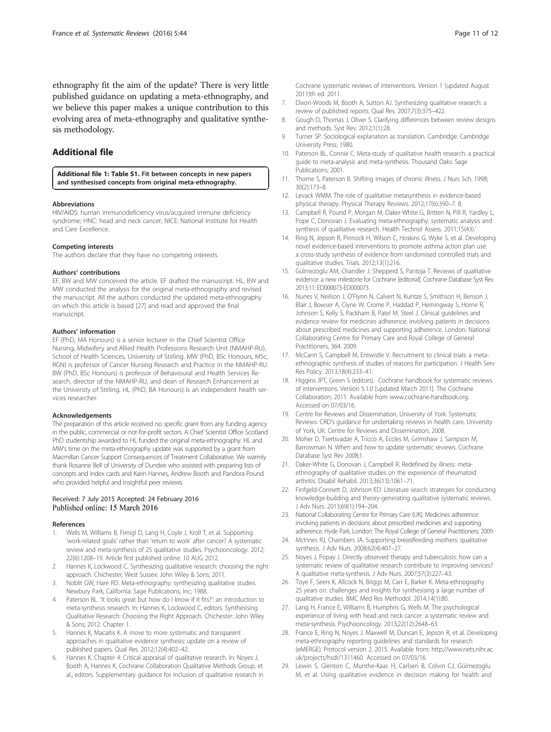ethnography fit the aim of the update? There is very little published guidance on updating a meta-ethnography, and we believe this paper makes a unique contribution to this evolving area of meta-ethnography and qualitative synthesis methodology.

## Additional file

**Additional file 1: Table S1.** Fit between concepts in new papers and synthesised concepts from original meta-ethnography.

#### Abbreviations

HIV/AIDS: human immunodeficiency virus/acquired immune deficiency syndrome; HNC: head and neck cancer; NICE: National Institute for Health and Care Excellence.

#### Competing interests

The authors declare that they have no competing interests.

#### Authors' contributions

EF, BW and MW conceived the article. EF drafted the manuscript. HL, BW and MW conducted the analysis for the original meta-ethnography and revised the manuscript. All the authors conducted the updated meta-ethnography on which this article is based [27] and read and approved the final manuscript.

#### Authors' information

EF (PhD, MA Honours) is a senior lecturer in the Chief Scientist Office Nursing, Midwifery and Allied Health Professions Research Unit (NMAHP-RU), School of Health Sciences, University of Stirling. MW (PhD, BSc Honours, MSc, RGN) is professor of Cancer Nursing Research and Practice in the NMAHP-RU. BW (PhD, BSc Honours) is professor of Behavioural and Health Services Research, director of the NMAHP-RU, and dean of Research Enhancement at the University of Stirling. HL (PhD, BA Honours) is an independent health services researcher.

#### Acknowledgements

The preparation of this article received no specific grant from any funding agency in the public, commercial or not-for-profit sectors. A Chief Scientist Office Scotland PhD studentship awarded to HL funded the original meta-ethnography. HL and MW's time on the meta-ethnography update was supported by a grant from Macmillan Cancer Support Consequences of Treatment Collaborative. We warmly thank Rosanne Bell of University of Dundee who assisted with preparing lists of concepts and index cards and Karin Hannes, Andrew Booth and Pandora Pound who provided helpful and insightful peer reviews.

Received: 7 July 2015 Accepted: 24 February 2016
Published online: 15 March 2016

#### References

1. Wells M, Williams B, Firnigl D, Lang H, Coyle J, Kroll T, et al. Supporting 'work-related goals' rather than 'return to work' after cancer? A systematic review and meta-synthesis of 25 qualitative studies. Psychooncology. 2012; 22(6):1208–19. Article first published online: 10 AUG 2012.
2. Hannes K, Lockwood C. Synthesizing qualitative research: choosing the right approach. Chichester, West Sussex: John Wiley & Sons; 2011.
3. Noblit GW, Hare RD. Meta-ethnography: synthesizing qualitative studies. Newbury Park, California: Sage Publications, Inc; 1988.
4. Paterson BL. 'It looks great but how do I know if it fits?': an introduction to meta-synthesis research. In: Hannes K, Lockwood C, editors. Synthesising Qualitative Research: Choosing the Right Approach. Chichester: John Wiley & Sons; 2012. Chapter 1.
5. Hannes K, Macaitis K. A move to more systematic and transparent approaches in qualitative evidence synthesis: update on a review of published papers. Qual Res. 2012;12(4):402–42.
6. Hannes K. Chapter 4: Critical appraisal of qualitative research. In: Noyes J, Booth A, Hannes K, Cochrane Collaboration Qualitative Methods Group, et al., editors. Supplementary guidance for inclusion of qualitative research in Cochrane systematic reviews of interventions. Version 1 (updated August 2011)th ed. 2011.
7. Dixon-Woods M, Booth A, Sutton AJ. Synthesizing qualitative research: a review of published reports. Qual Res. 2007;7(3):375–422.
8. Gough D, Thomas J, Oliver S. Clarifying differences between review designs and methods. Syst Rev. 2012;1(1):28.
9. Turner SP. Sociological explanation as translation. Cambridge: Cambridge University Press; 1980.
10. Paterson BL, Connie C. Meta-study of qualitative health research: a practical guide to meta-analysis and meta-synthesis. Thousand Oaks: Sage Publications; 2001.
11. Thorne S, Paterson B. Shifting images of chronic illness. J Nurs Sch. 1998; 30(2):173–8.
12. Levack WMM. The role of qualitative metasynthesis in evidence-based physical therapy. Physical Therapy Reviews. 2012;17(6):390–7. 8.
13. Campbell R, Pound P, Morgan M, Daker-White G, Britten N, Pill R, Yardley L, Pope C, Donovan J. Evaluating meta-ethnography: systematic analysis and synthesis of qualitative research. Health Technol Assess. 2011;15(43).'
14. Ring N, Jepson R, Pinnock H, Wilson C, Hoskins G, Wyke S, et al. Developing novel evidence-based interventions to promote asthma action plan use: a cross-study synthesis of evidence from randomised controlled trials and qualitative studies. Trials. 2012;13(1):216.
15. Gülmezoglu AM, Chandler J, Shepperd S, Pantoja T. Reviews of qualitative evidence: a new milestone for Cochrane [editorial]. Cochrane Database Syst Rev. 2013;11: ED000073-ED000073.
16. Nunes V, Neilson J, O'Flynn N, Calvert N, Kuntze S, Smithson H, Benson J, Blair J, Bowser A, Clyne W, Crome P, Haddad P, Hemingway S, Horne R, Johnson S, Kelly S, Packham B, Patel M, Steel J. Clinical guidelines and evidence review for medicines adherence: involving patients in decisions about prescribed medicines and supporting adherence. London: National Collaborating Centre for Primary Care and Royal College of General Practitioners, 364. 2009.
17. McCann S, Campbell M, Entwistle V. Recruitment to clinical trials: a meta-ethnographic synthesis of studies of reasons for participation. J Health Serv Res Policy. 2013;18(4):233–41.
18. Higgins JPT, Green S (editors). Cochrane handbook for systematic reviews of interventions. Version 5.1.0 [updated March 2011]. The Cochrane Collaboration; 2011. Available from www.cochrane-handbook.org. Accessed on 07/03/16.
19. Centre for Reviews and Dissemination, University of York. Systematic Reviews: CRD's guidance for undertaking reviews in health care. University of York, UK: Centre for Reviews and Dissemination; 2008.
20. Moher D, Tsertsvadze A, Tricco A, Eccles M, Grimshaw J, Sampson M, Barrowman N. When and how to update systematic reviews. Cochrane Database Syst Rev 2008;1.
21. Daker-White G, Donovan J, Campbell R. Redefined by illness: meta-ethnography of qualitative studies on the experience of rheumatoid arthritis. Disabil Rehabil. 2013;36(13):1061–71.
22. Finfgeld-Connett D, Johnson ED. Literature search strategies for conducting knowledge-building and theory-generating qualitative systematic reviews. J Adv Nurs. 2013;69(1):194–204.
23. National Collaborating Centre for Primary Care (UK). Medicines adherence: involving patients in decisions about prescribed medicines and supporting adherence. Hyde Park, London: The Royal College of General Practitioners; 2009.
24. McInnes RJ, Chambers JA. Supporting breastfeeding mothers: qualitative synthesis. J Adv Nurs. 2008;62(4):407–27.
25. Noyes J, Popay J. Directly observed therapy and tuberculosis: how can a systematic review of qualitative research contribute to improving services? A qualitative meta-synthesis. J Adv Nurs. 2007;57(3):227–43.
26. Toye F, Seers K, Allcock N, Briggs M, Carr E, Barker K. Meta-ethnography 25 years on: challenges and insights for synthesising a large number of qualitative studies. BMC Med Res Methodol. 2014;14(1):80.
27. Lang H, France E, Williams B, Humphris G, Wells M. The psychological experience of living with head and neck cancer: a systematic review and meta-synthesis. Psychooncology. 2013;22(12):2648–63.
28. France E, Ring N, Noyes J, Maxwell M, Duncan E, Jepson R, et al. Developing meta-ethnography reporting guidelines and standards for research (eMERGE). Protocol version 2. 2015. Available from: http://www.nets.nihr.ac.uk/projects/hsdr/1311460 Accessed on 07/03/16.
29. Lewin S, Glenton C, Munthe-Kaas H, Carlsen B, Colvin CJ, Gülmezoglu M, et al. Using qualitative evidence in decision making for health and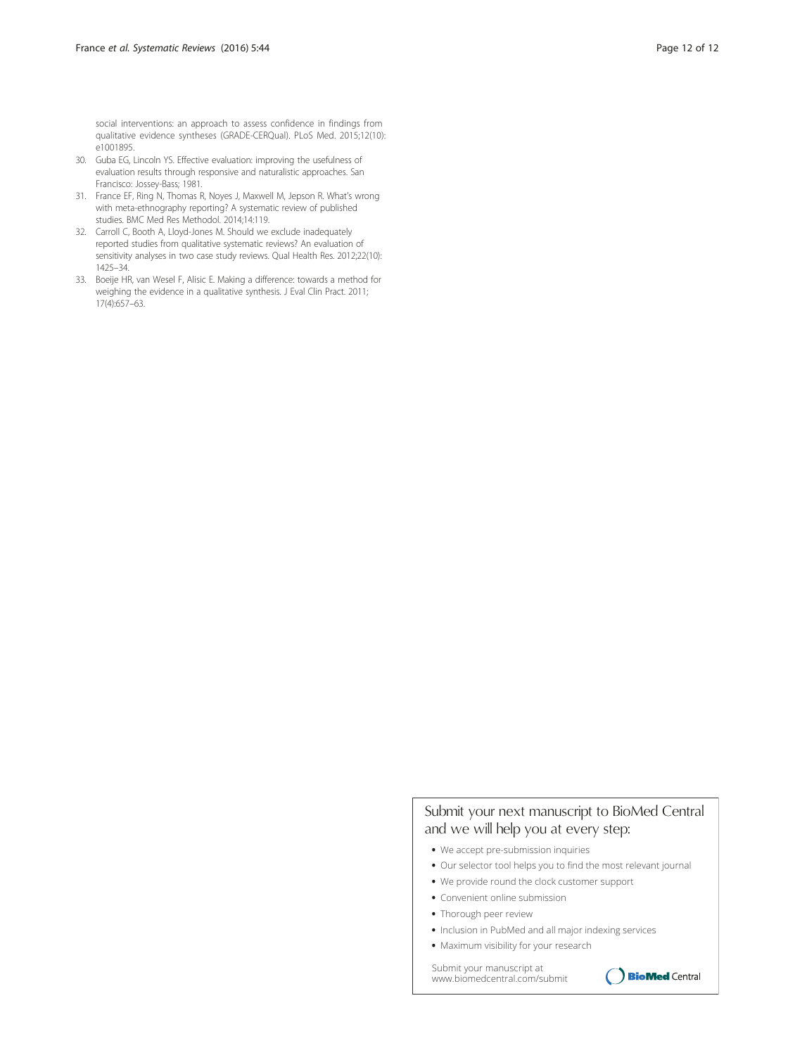social interventions: an approach to assess confidence in findings from qualitative evidence syntheses (GRADE-CERQual). PLoS Med. 2015;12(10): e1001895.

30. Guba EG, Lincoln YS. Effective evaluation: improving the usefulness of evaluation results through responsive and naturalistic approaches. San Francisco: Jossey-Bass; 1981.
31. France EF, Ring N, Thomas R, Noyes J, Maxwell M, Jepson R. What's wrong with meta-ethnography reporting? A systematic review of published studies. BMC Med Res Methodol. 2014;14:119.
32. Carroll C, Booth A, Lloyd-Jones M. Should we exclude inadequately reported studies from qualitative systematic reviews? An evaluation of sensitivity analyses in two case study reviews. Qual Health Res. 2012;22(10): 1425–34.
33. Boeije HR, van Wesel F, Alisic E. Making a difference: towards a method for weighing the evidence in a qualitative synthesis. J Eval Clin Pract. 2011; 17(4):657–63.

Submit your next manuscript to BioMed Central and we will help you at every step:

- We accept pre-submission inquiries
- Our selector tool helps you to find the most relevant journal
- We provide round the clock customer support
- Convenient online submission
- Thorough peer review
- Inclusion in PubMed and all major indexing services
- Maximum visibility for your research

Submit your manuscript at www.biomedcentral.com/submit

BioMed Central